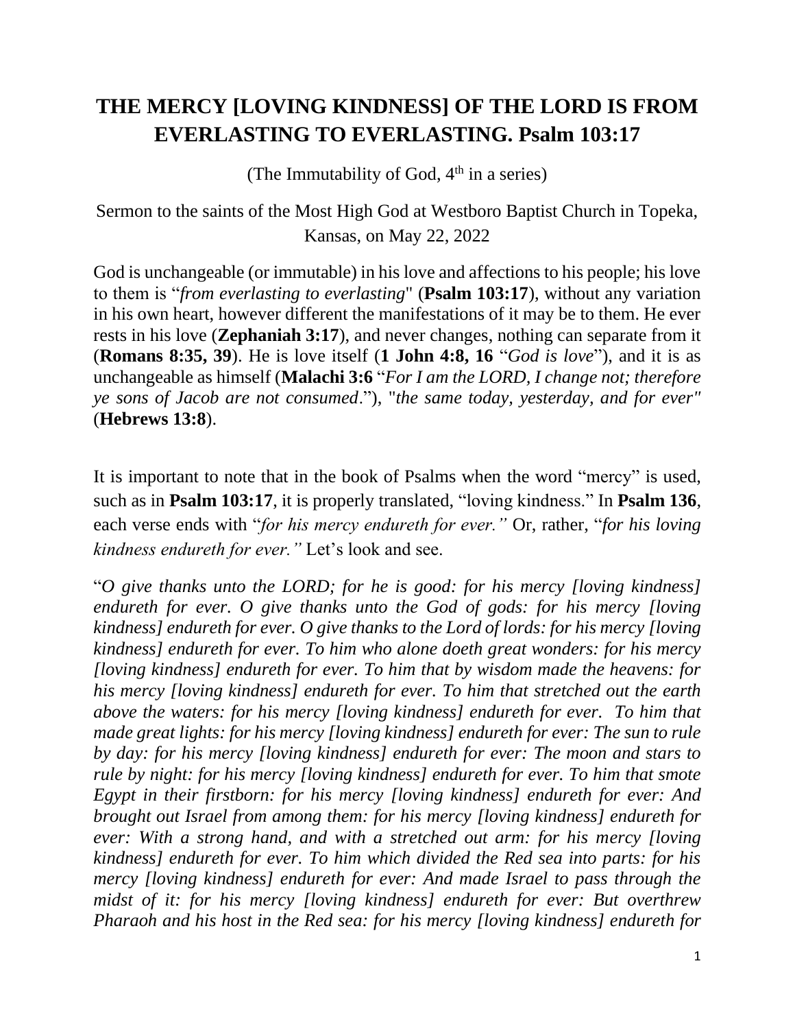# THE MERCY [LOVING KINDNESS] OF THE LORD IS FROM EVERLASTING TO EVERLASTING. Psalm 103:17

(The Immutability of God, 4th in a series)

Sermon to the saints of the Most High God at Westboro Baptist Church in Topeka, Kansas, on May 22, 2022

God is unchangeable (or immutable) in his love and affections to his people; his love to them is "*from everlasting to everlasting*" (**Psalm 103:17**), without any variation in his own heart, however different the manifestations of it may be to them. He ever rests in his love (**Zephaniah 3:17**), and never changes, nothing can separate from it (**Romans 8:35, 39**). He is love itself (**1 John 4:8, 16** "*God is love*"), and it is as unchangeable as himself (**Malachi 3:6** "*For I am the LORD, I change not; therefore ye sons of Jacob are not consumed*."), "*the same today, yesterday, and for ever"* (**Hebrews 13:8**).

It is important to note that in the book of Psalms when the word "mercy" is used, such as in **Psalm 103:17**, it is properly translated, "loving kindness." In **Psalm 136**, each verse ends with "*for his mercy endureth for ever."* Or, rather, "*for his loving kindness endureth for ever."* Let's look and see.

"*O give thanks unto the LORD; for he is good: for his mercy [loving kindness] endureth for ever. O give thanks unto the God of gods: for his mercy [loving kindness] endureth for ever. O give thanks to the Lord of lords: for his mercy [loving kindness] endureth for ever. To him who alone doeth great wonders: for his mercy [loving kindness] endureth for ever. To him that by wisdom made the heavens: for his mercy [loving kindness] endureth for ever. To him that stretched out the earth above the waters: for his mercy [loving kindness] endureth for ever. To him that made great lights: for his mercy [loving kindness] endureth for ever: The sun to rule by day: for his mercy [loving kindness] endureth for ever: The moon and stars to rule by night: for his mercy [loving kindness] endureth for ever. To him that smote Egypt in their firstborn: for his mercy [loving kindness] endureth for ever: And brought out Israel from among them: for his mercy [loving kindness] endureth for ever: With a strong hand, and with a stretched out arm: for his mercy [loving kindness] endureth for ever. To him which divided the Red sea into parts: for his mercy [loving kindness] endureth for ever: And made Israel to pass through the midst of it: for his mercy [loving kindness] endureth for ever: But overthrew Pharaoh and his host in the Red sea: for his mercy [loving kindness] endureth for*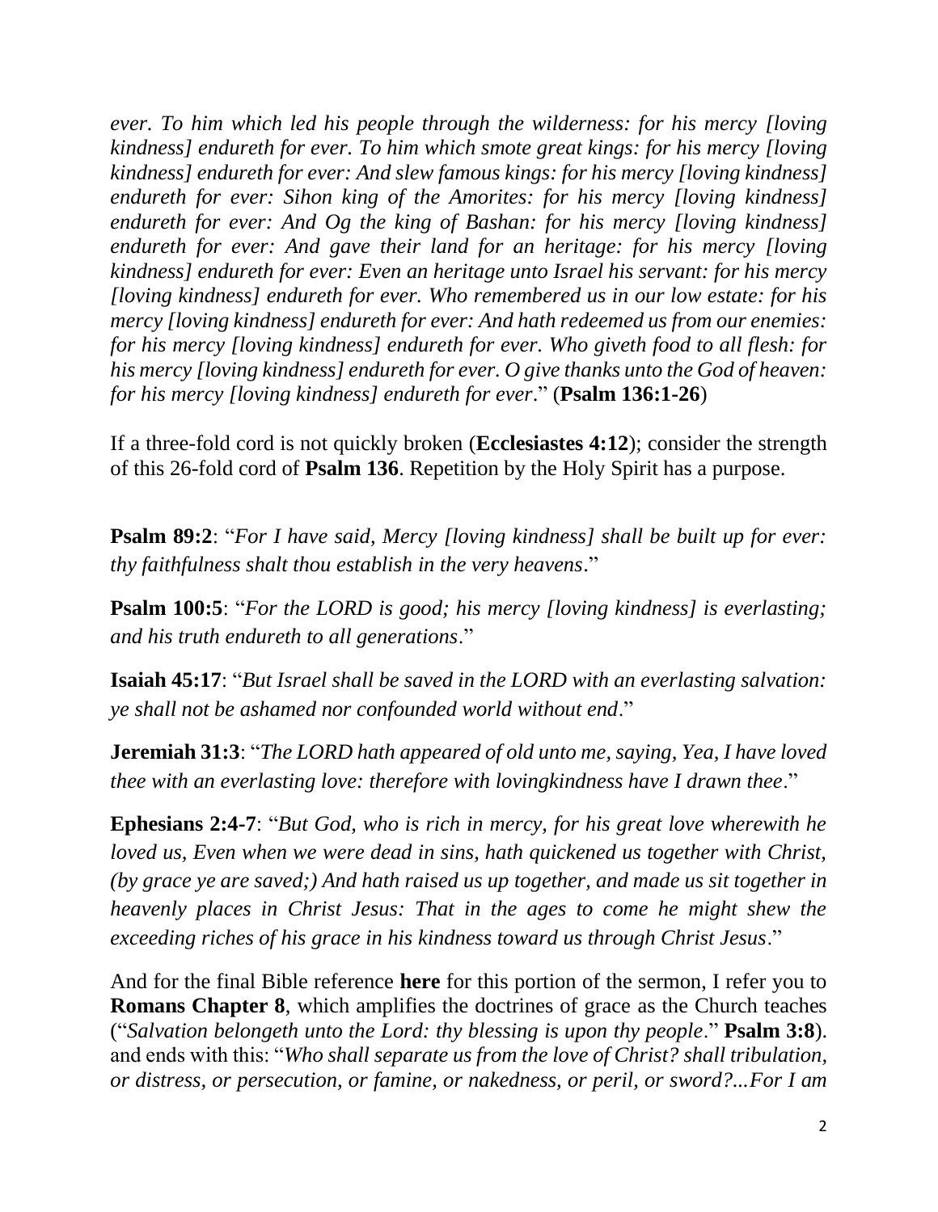*ever. To him which led his people through the wilderness: for his mercy [loving kindness] endureth for ever. To him which smote great kings: for his mercy [loving kindness] endureth for ever: And slew famous kings: for his mercy [loving kindness] endureth for ever: Sihon king of the Amorites: for his mercy [loving kindness] endureth for ever: And Og the king of Bashan: for his mercy [loving kindness] endureth for ever: And gave their land for an heritage: for his mercy [loving kindness] endureth for ever: Even an heritage unto Israel his servant: for his mercy [loving kindness] endureth for ever. Who remembered us in our low estate: for his mercy [loving kindness] endureth for ever: And hath redeemed us from our enemies: for his mercy [loving kindness] endureth for ever. Who giveth food to all flesh: for his mercy [loving kindness] endureth for ever. O give thanks unto the God of heaven: for his mercy [loving kindness] endureth for ever*." (**Psalm 136:1-26**)

If a three-fold cord is not quickly broken (**Ecclesiastes 4:12**); consider the strength of this 26-fold cord of **Psalm 136**. Repetition by the Holy Spirit has a purpose.

**Psalm 89:2**: "*For I have said, Mercy [loving kindness] shall be built up for ever: thy faithfulness shalt thou establish in the very heavens*."

**Psalm 100:5**: "*For the LORD is good; his mercy [loving kindness] is everlasting; and his truth endureth to all generations*."

**Isaiah 45:17**: "*But Israel shall be saved in the LORD with an everlasting salvation: ye shall not be ashamed nor confounded world without end*."

**Jeremiah 31:3**: "*The LORD hath appeared of old unto me, saying, Yea, I have loved thee with an everlasting love: therefore with lovingkindness have I drawn thee*."

**Ephesians 2:4-7**: "*But God, who is rich in mercy, for his great love wherewith he loved us, Even when we were dead in sins, hath quickened us together with Christ, (by grace ye are saved;) And hath raised us up together, and made us sit together in heavenly places in Christ Jesus: That in the ages to come he might shew the exceeding riches of his grace in his kindness toward us through Christ Jesus*."

And for the final Bible reference **here** for this portion of the sermon, I refer you to **Romans Chapter 8**, which amplifies the doctrines of grace as the Church teaches ("*Salvation belongeth unto the Lord: thy blessing is upon thy people*." **Psalm 3:8**). and ends with this: "*Who shall separate us from the love of Christ? shall tribulation, or distress, or persecution, or famine, or nakedness, or peril, or sword?...For I am*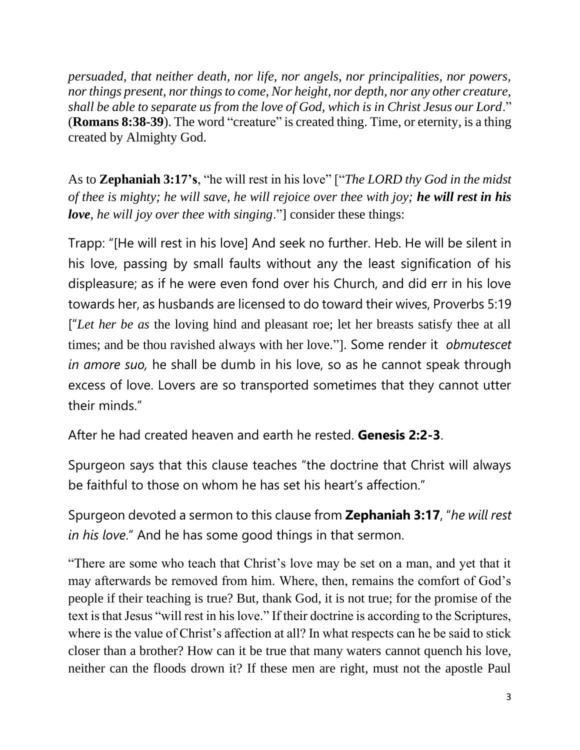*persuaded, that neither death, nor life, nor angels, nor principalities, nor powers, nor things present, nor things to come, Nor height, nor depth, nor any other creature, shall be able to separate us from the love of God, which is in Christ Jesus our Lord*." (**Romans 8:38-39**). The word "creature" is created thing. Time, or eternity, is a thing created by Almighty God.

As to **Zephaniah 3:17's**, "he will rest in his love" ["*The LORD thy God in the midst of thee is mighty; he will save, he will rejoice over thee with joy;* ***he will rest in his love***, *he will joy over thee with singing*."] consider these things:

Trapp: "[He will rest in his love] And seek no further. Heb. He will be silent in his love, passing by small faults without any the least signification of his displeasure; as if he were even fond over his Church, and did err in his love towards her, as husbands are licensed to do toward their wives, Proverbs 5:19 ["*Let her be as* the loving hind and pleasant roe; let her breasts satisfy thee at all times; and be thou ravished always with her love."]. Some render it *obmutescet in amore suo,* he shall be dumb in his love, so as he cannot speak through excess of love. Lovers are so transported sometimes that they cannot utter their minds."

After he had created heaven and earth he rested. **Genesis 2:2-3**.

Spurgeon says that this clause teaches "the doctrine that Christ will always be faithful to those on whom he has set his heart's affection."

Spurgeon devoted a sermon to this clause from **Zephaniah 3:17**, "*he will rest in his love.*" And he has some good things in that sermon.

"There are some who teach that Christ's love may be set on a man, and yet that it may afterwards be removed from him. Where, then, remains the comfort of God's people if their teaching is true? But, thank God, it is not true; for the promise of the text is that Jesus "will rest in his love." If their doctrine is according to the Scriptures, where is the value of Christ's affection at all? In what respects can he be said to stick closer than a brother? How can it be true that many waters cannot quench his love, neither can the floods drown it? If these men are right, must not the apostle Paul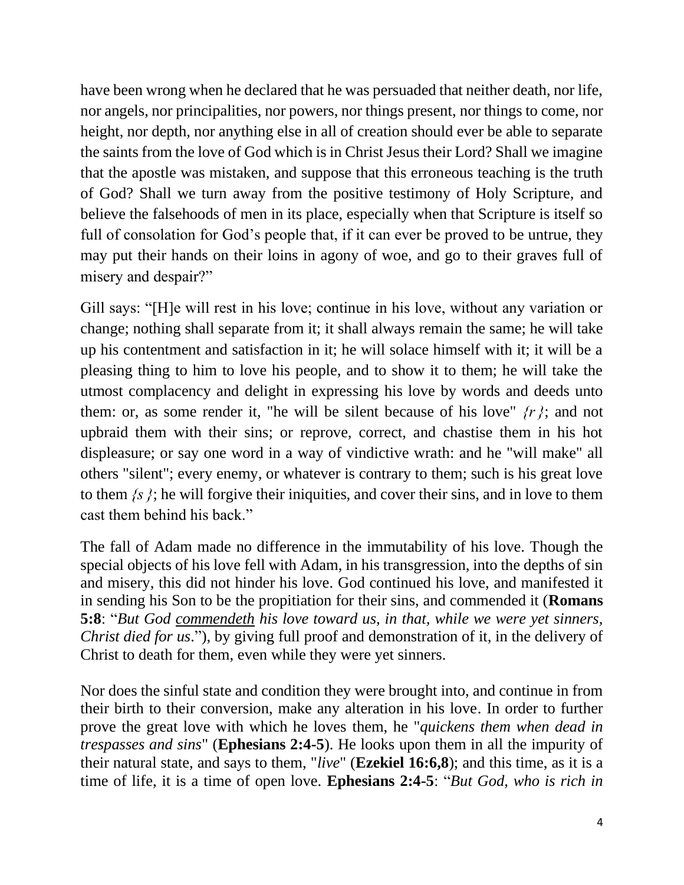have been wrong when he declared that he was persuaded that neither death, nor life, nor angels, nor principalities, nor powers, nor things present, nor things to come, nor height, nor depth, nor anything else in all of creation should ever be able to separate the saints from the love of God which is in Christ Jesus their Lord? Shall we imagine that the apostle was mistaken, and suppose that this erroneous teaching is the truth of God? Shall we turn away from the positive testimony of Holy Scripture, and believe the falsehoods of men in its place, especially when that Scripture is itself so full of consolation for God's people that, if it can ever be proved to be untrue, they may put their hands on their loins in agony of woe, and go to their graves full of misery and despair?"

Gill says: "[H]e will rest in his love; continue in his love, without any variation or change; nothing shall separate from it; it shall always remain the same; he will take up his contentment and satisfaction in it; he will solace himself with it; it will be a pleasing thing to him to love his people, and to show it to them; he will take the utmost complacency and delight in expressing his love by words and deeds unto them: or, as some render it, "he will be silent because of his love" *{r}*; and not upbraid them with their sins; or reprove, correct, and chastise them in his hot displeasure; or say one word in a way of vindictive wrath: and he "will make" all others "silent"; every enemy, or whatever is contrary to them; such is his great love to them *{s}*; he will forgive their iniquities, and cover their sins, and in love to them cast them behind his back."

The fall of Adam made no difference in the immutability of his love. Though the special objects of his love fell with Adam, in his transgression, into the depths of sin and misery, this did not hinder his love. God continued his love, and manifested it in sending his Son to be the propitiation for their sins, and commended it (**Romans 5:8**: "*But God <u>commendeth</u> his love toward us, in that, while we were yet sinners, Christ died for us*."), by giving full proof and demonstration of it, in the delivery of Christ to death for them, even while they were yet sinners.

Nor does the sinful state and condition they were brought into, and continue in from their birth to their conversion, make any alteration in his love. In order to further prove the great love with which he loves them, he "*quickens them when dead in trespasses and sins*" (**Ephesians 2:4-5**). He looks upon them in all the impurity of their natural state, and says to them, "*live*" (**Ezekiel 16:6,8**); and this time, as it is a time of life, it is a time of open love. **Ephesians 2:4-5**: "*But God, who is rich in*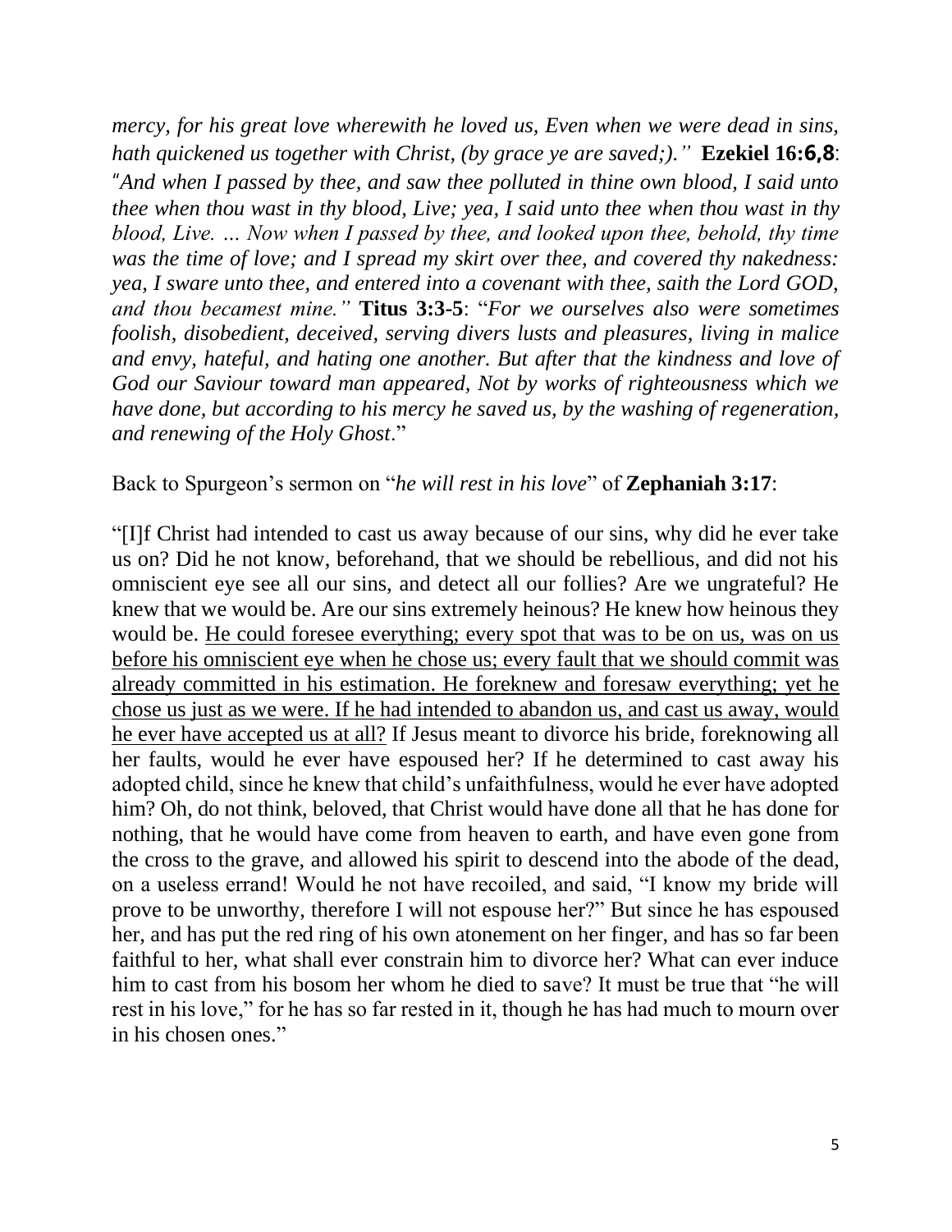*mercy, for his great love wherewith he loved us, Even when we were dead in sins, hath quickened us together with Christ, (by grace ye are saved;)."* **Ezekiel 16:6,8**: *"And when I passed by thee, and saw thee polluted in thine own blood, I said unto thee when thou wast in thy blood, Live; yea, I said unto thee when thou wast in thy blood, Live. … Now when I passed by thee, and looked upon thee, behold, thy time was the time of love; and I spread my skirt over thee, and covered thy nakedness: yea, I sware unto thee, and entered into a covenant with thee, saith the Lord GOD, and thou becamest mine."* **Titus 3:3-5**: "*For we ourselves also were sometimes foolish, disobedient, deceived, serving divers lusts and pleasures, living in malice and envy, hateful, and hating one another. But after that the kindness and love of God our Saviour toward man appeared, Not by works of righteousness which we have done, but according to his mercy he saved us, by the washing of regeneration, and renewing of the Holy Ghost*."

Back to Spurgeon's sermon on "*he will rest in his love*" of **Zephaniah 3:17**:

"[I]f Christ had intended to cast us away because of our sins, why did he ever take us on? Did he not know, beforehand, that we should be rebellious, and did not his omniscient eye see all our sins, and detect all our follies? Are we ungrateful? He knew that we would be. Are our sins extremely heinous? He knew how heinous they would be. <u>He could foresee everything; every spot that was to be on us, was on us before his omniscient eye when he chose us; every fault that we should commit was already committed in his estimation. He foreknew and foresaw everything; yet he chose us just as we were. If he had intended to abandon us, and cast us away, would he ever have accepted us at all?</u> If Jesus meant to divorce his bride, foreknowing all her faults, would he ever have espoused her? If he determined to cast away his adopted child, since he knew that child's unfaithfulness, would he ever have adopted him? Oh, do not think, beloved, that Christ would have done all that he has done for nothing, that he would have come from heaven to earth, and have even gone from the cross to the grave, and allowed his spirit to descend into the abode of the dead, on a useless errand! Would he not have recoiled, and said, "I know my bride will prove to be unworthy, therefore I will not espouse her?" But since he has espoused her, and has put the red ring of his own atonement on her finger, and has so far been faithful to her, what shall ever constrain him to divorce her? What can ever induce him to cast from his bosom her whom he died to save? It must be true that "he will rest in his love," for he has so far rested in it, though he has had much to mourn over in his chosen ones."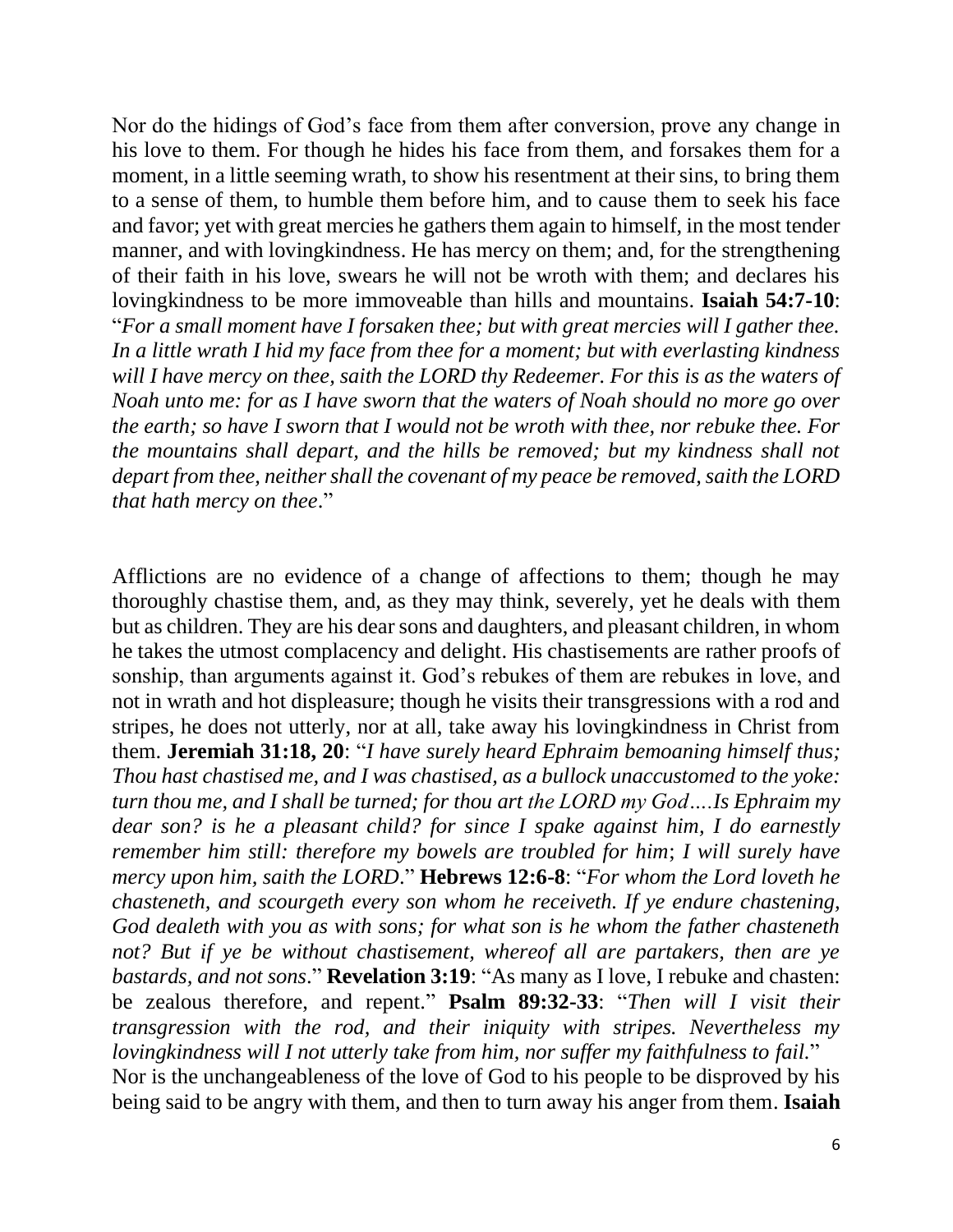Nor do the hidings of God's face from them after conversion, prove any change in his love to them. For though he hides his face from them, and forsakes them for a moment, in a little seeming wrath, to show his resentment at their sins, to bring them to a sense of them, to humble them before him, and to cause them to seek his face and favor; yet with great mercies he gathers them again to himself, in the most tender manner, and with lovingkindness. He has mercy on them; and, for the strengthening of their faith in his love, swears he will not be wroth with them; and declares his lovingkindness to be more immoveable than hills and mountains. **Isaiah 54:7-10**: "*For a small moment have I forsaken thee; but with great mercies will I gather thee. In a little wrath I hid my face from thee for a moment; but with everlasting kindness will I have mercy on thee, saith the LORD thy Redeemer. For this is as the waters of Noah unto me: for as I have sworn that the waters of Noah should no more go over the earth; so have I sworn that I would not be wroth with thee, nor rebuke thee. For the mountains shall depart, and the hills be removed; but my kindness shall not depart from thee, neither shall the covenant of my peace be removed, saith the LORD that hath mercy on thee*."

Afflictions are no evidence of a change of affections to them; though he may thoroughly chastise them, and, as they may think, severely, yet he deals with them but as children. They are his dear sons and daughters, and pleasant children, in whom he takes the utmost complacency and delight. His chastisements are rather proofs of sonship, than arguments against it. God's rebukes of them are rebukes in love, and not in wrath and hot displeasure; though he visits their transgressions with a rod and stripes, he does not utterly, nor at all, take away his lovingkindness in Christ from them. **Jeremiah 31:18, 20**: "*I have surely heard Ephraim bemoaning himself thus; Thou hast chastised me, and I was chastised, as a bullock unaccustomed to the yoke: turn thou me, and I shall be turned; for thou art the LORD my God….Is Ephraim my dear son? is he a pleasant child? for since I spake against him, I do earnestly remember him still: therefore my bowels are troubled for him*; *I will surely have mercy upon him, saith the LORD*." **Hebrews 12:6-8**: "*For whom the Lord loveth he chasteneth, and scourgeth every son whom he receiveth. If ye endure chastening, God dealeth with you as with sons; for what son is he whom the father chasteneth not? But if ye be without chastisement, whereof all are partakers, then are ye bastards, and not sons*." **Revelation 3:19**: "As many as I love, I rebuke and chasten: be zealous therefore, and repent." **Psalm 89:32-33**: "*Then will I visit their transgression with the rod, and their iniquity with stripes. Nevertheless my lovingkindness will I not utterly take from him, nor suffer my faithfulness to fail.*"

Nor is the unchangeableness of the love of God to his people to be disproved by his being said to be angry with them, and then to turn away his anger from them. **Isaiah**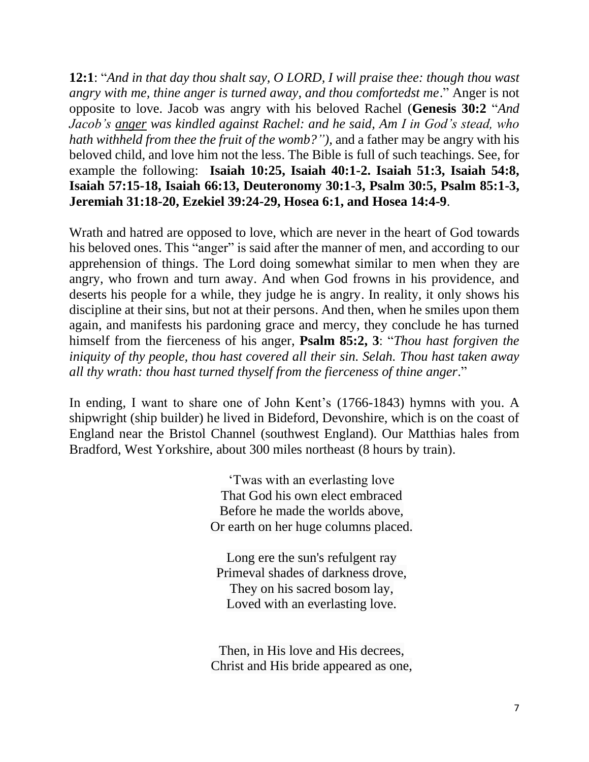**12:1**: "*And in that day thou shalt say, O LORD, I will praise thee: though thou wast angry with me, thine anger is turned away, and thou comfortedst me*." Anger is not opposite to love. Jacob was angry with his beloved Rachel (**Genesis 30:2** "*And Jacob's <u>anger</u> was kindled against Rachel: and he said, Am I in God's stead, who hath withheld from thee the fruit of the womb?"),* and a father may be angry with his beloved child, and love him not the less. The Bible is full of such teachings. See, for example the following: **Isaiah 10:25, Isaiah 40:1-2. Isaiah 51:3, Isaiah 54:8, Isaiah 57:15-18, Isaiah 66:13, Deuteronomy 30:1-3, Psalm 30:5, Psalm 85:1-3, Jeremiah 31:18-20, Ezekiel 39:24-29, Hosea 6:1, and Hosea 14:4-9**.

Wrath and hatred are opposed to love, which are never in the heart of God towards his beloved ones. This "anger" is said after the manner of men, and according to our apprehension of things. The Lord doing somewhat similar to men when they are angry, who frown and turn away. And when God frowns in his providence, and deserts his people for a while, they judge he is angry. In reality, it only shows his discipline at their sins, but not at their persons. And then, when he smiles upon them again, and manifests his pardoning grace and mercy, they conclude he has turned himself from the fierceness of his anger, **Psalm 85:2, 3**: "*Thou hast forgiven the iniquity of thy people, thou hast covered all their sin. Selah. Thou hast taken away all thy wrath: thou hast turned thyself from the fierceness of thine anger*."

In ending, I want to share one of John Kent's (1766-1843) hymns with you. A shipwright (ship builder) he lived in Bideford, Devonshire, which is on the coast of England near the Bristol Channel (southwest England). Our Matthias hales from Bradford, West Yorkshire, about 300 miles northeast (8 hours by train).

'Twas with an everlasting love
That God his own elect embraced
Before he made the worlds above,
Or earth on her huge columns placed.

Long ere the sun's refulgent ray
Primeval shades of darkness drove,
They on his sacred bosom lay,
Loved with an everlasting love.

Then, in His love and His decrees,
Christ and His bride appeared as one,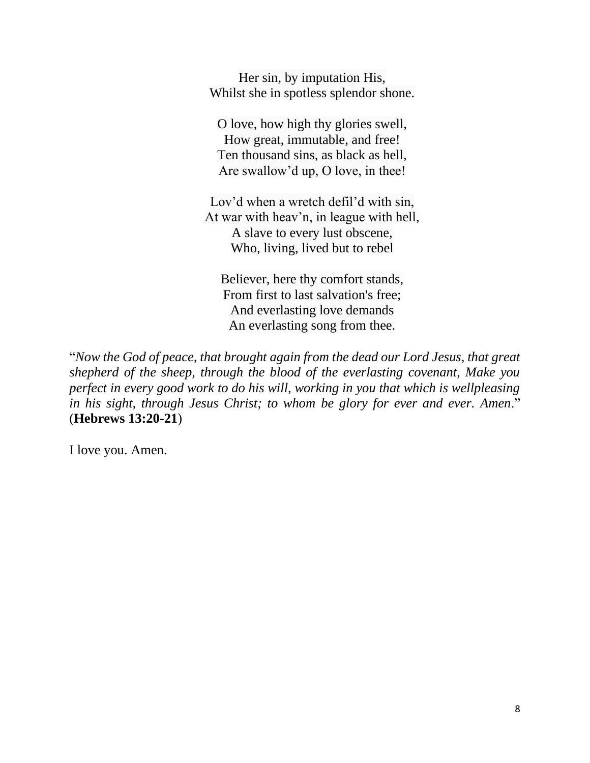Her sin, by imputation His,  
Whilst she in spotless splendor shone.

O love, how high thy glories swell,  
How great, immutable, and free!  
Ten thousand sins, as black as hell,  
Are swallow'd up, O love, in thee!

Lov'd when a wretch defil'd with sin,  
At war with heav'n, in league with hell,  
A slave to every lust obscene,  
Who, living, lived but to rebel

Believer, here thy comfort stands,  
From first to last salvation's free;  
And everlasting love demands  
An everlasting song from thee.

"*Now the God of peace, that brought again from the dead our Lord Jesus, that great shepherd of the sheep, through the blood of the everlasting covenant, Make you perfect in every good work to do his will, working in you that which is wellpleasing in his sight, through Jesus Christ; to whom be glory for ever and ever. Amen*." (**Hebrews 13:20-21**)

I love you. Amen.